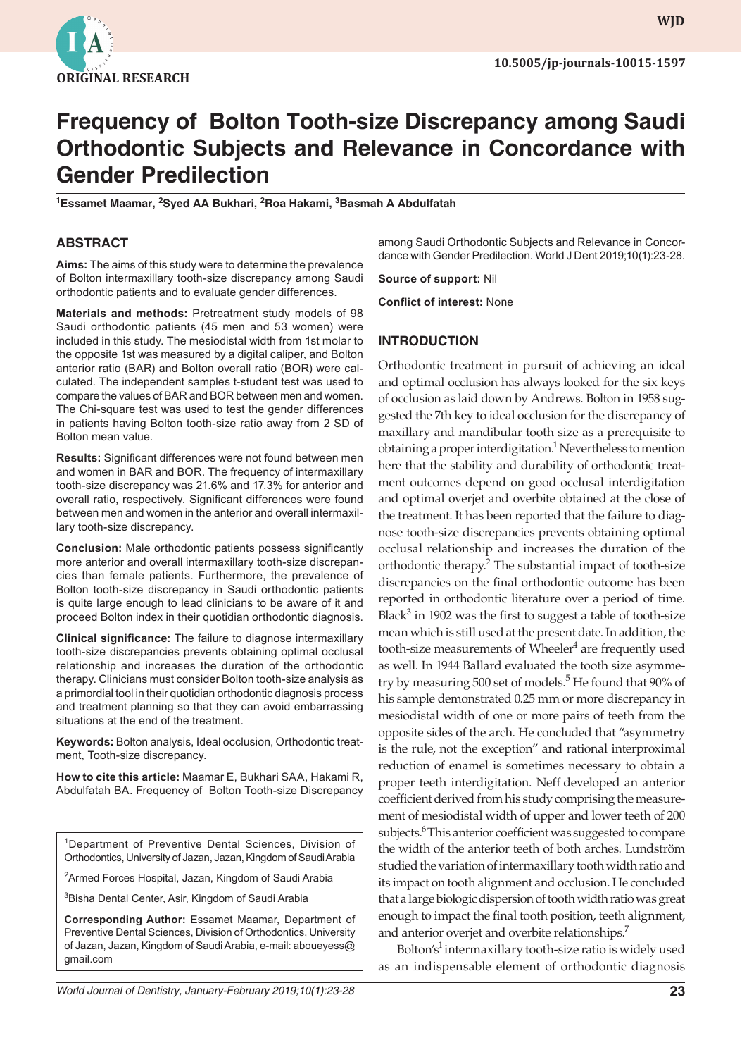ORIGINAL RESEARCH

10.5005/jp-journals-10015-1597

# Frequency of Bolton Tooth-size Discrepancy among Saudi Orthodontic Subjects and Relevance in Concordance with Gender Predilection

[1]Essamet Maamar, [2]Syed AA Bukhari, [2]Roa Hakami, [3]Basmah A Abdulfatah

## ABSTRACT

**Aims:** The aims of this study were to determine the prevalence of Bolton intermaxillary tooth-size discrepancy among Saudi orthodontic patients and to evaluate gender differences.

**Materials and methods:** Pretreatment study models of 98 Saudi orthodontic patients (45 men and 53 women) were included in this study. The mesiodistal width from 1st molar to the opposite 1st was measured by a digital caliper, and Bolton anterior ratio (BAR) and Bolton overall ratio (BOR) were calculated. The independent samples t-student test was used to compare the values of BAR and BOR between men and women. The Chi-square test was used to test the gender differences in patients having Bolton tooth-size ratio away from 2 SD of Bolton mean value.

**Results:** Significant differences were not found between men and women in BAR and BOR. The frequency of intermaxillary tooth-size discrepancy was 21.6% and 17.3% for anterior and overall ratio, respectively. Significant differences were found between men and women in the anterior and overall intermaxillary tooth-size discrepancy.

**Conclusion:** Male orthodontic patients possess significantly more anterior and overall intermaxillary tooth-size discrepancies than female patients. Furthermore, the prevalence of Bolton tooth-size discrepancy in Saudi orthodontic patients is quite large enough to lead clinicians to be aware of it and proceed Bolton index in their quotidian orthodontic diagnosis.

**Clinical significance:** The failure to diagnose intermaxillary tooth-size discrepancies prevents obtaining optimal occlusal relationship and increases the duration of the orthodontic therapy. Clinicians must consider Bolton tooth-size analysis as a primordial tool in their quotidian orthodontic diagnosis process and treatment planning so that they can avoid embarrassing situations at the end of the treatment.

**Keywords:** Bolton analysis, Ideal occlusion, Orthodontic treatment, Tooth-size discrepancy.

**How to cite this article:** Maamar E, Bukhari SAA, Hakami R, Abdulfatah BA. Frequency of Bolton Tooth-size Discrepancy among Saudi Orthodontic Subjects and Relevance in Concordance with Gender Predilection. World J Dent 2019;10(1):23-28.

**Source of support:** Nil

**Conflict of interest:** None

[1]Department of Preventive Dental Sciences, Division of Orthodontics, University of Jazan, Jazan, Kingdom of Saudi Arabia

[2]Armed Forces Hospital, Jazan, Kingdom of Saudi Arabia

[3]Bisha Dental Center, Asir, Kingdom of Saudi Arabia

**Corresponding Author:** Essamet Maamar, Department of Preventive Dental Sciences, Division of Orthodontics, University of Jazan, Jazan, Kingdom of Saudi Arabia, e-mail: aboueyess@gmail.com

## INTRODUCTION

Orthodontic treatment in pursuit of achieving an ideal and optimal occlusion has always looked for the six keys of occlusion as laid down by Andrews. Bolton in 1958 suggested the 7th key to ideal occlusion for the discrepancy of maxillary and mandibular tooth size as a prerequisite to obtaining a proper interdigitation.[1] Nevertheless to mention here that the stability and durability of orthodontic treatment outcomes depend on good occlusal interdigitation and optimal overjet and overbite obtained at the close of the treatment. It has been reported that the failure to diagnose tooth-size discrepancies prevents obtaining optimal occlusal relationship and increases the duration of the orthodontic therapy.[2] The substantial impact of tooth-size discrepancies on the final orthodontic outcome has been reported in orthodontic literature over a period of time. Black[3] in 1902 was the first to suggest a table of tooth-size mean which is still used at the present date. In addition, the tooth-size measurements of Wheeler[4] are frequently used as well. In 1944 Ballard evaluated the tooth size asymmetry by measuring 500 set of models.[5] He found that 90% of his sample demonstrated 0.25 mm or more discrepancy in mesiodistal width of one or more pairs of teeth from the opposite sides of the arch. He concluded that "asymmetry is the rule, not the exception" and rational interproximal reduction of enamel is sometimes necessary to obtain a proper teeth interdigitation. Neff developed an anterior coefficient derived from his study comprising the measurement of mesiodistal width of upper and lower teeth of 200 subjects.[6] This anterior coefficient was suggested to compare the width of the anterior teeth of both arches. Lundström studied the variation of intermaxillary tooth width ratio and its impact on tooth alignment and occlusion. He concluded that a large biologic dispersion of tooth width ratio was great enough to impact the final tooth position, teeth alignment, and anterior overjet and overbite relationships.[7]

Bolton's[1] intermaxillary tooth-size ratio is widely used as an indispensable element of orthodontic diagnosis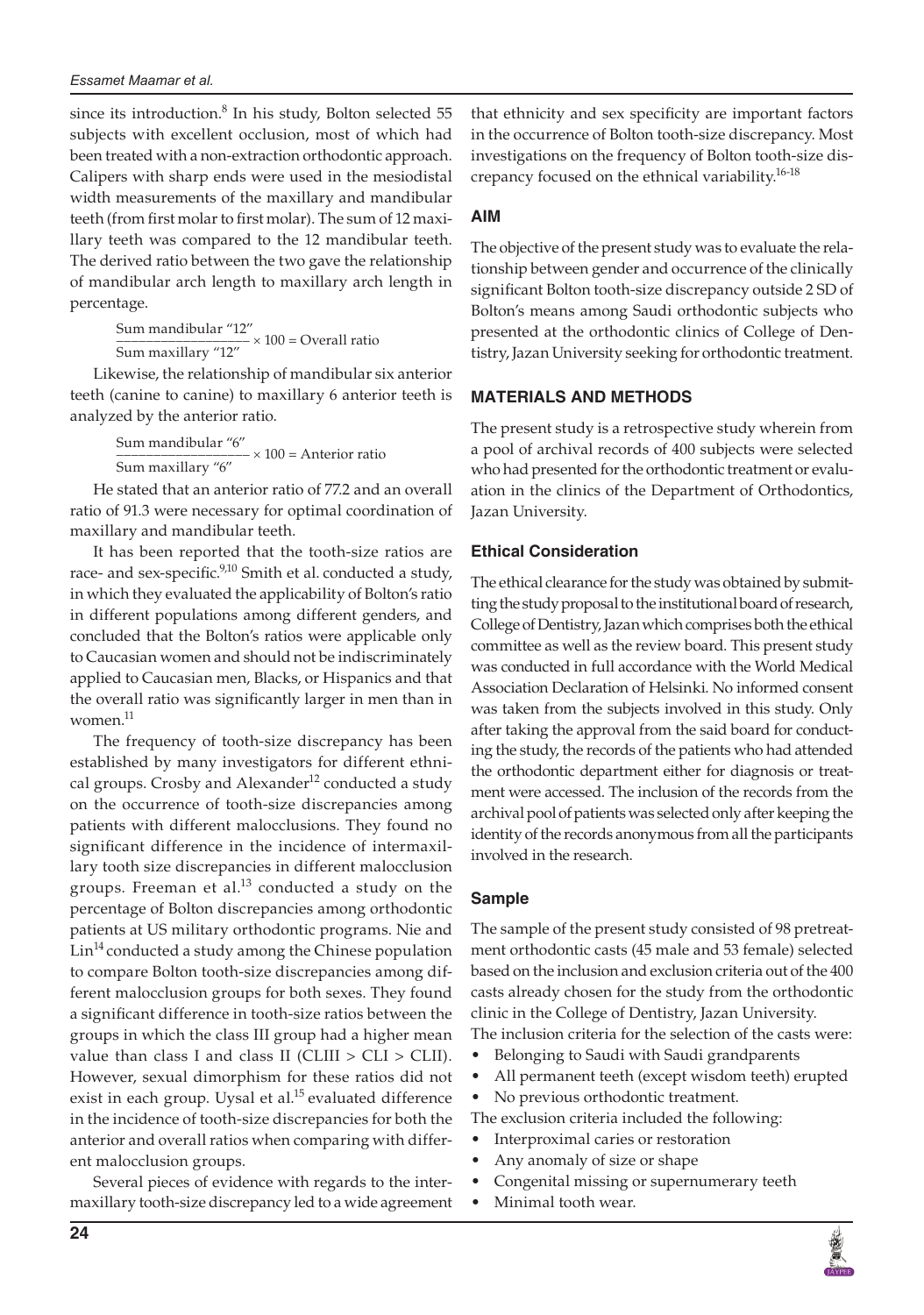since its introduction.[8] In his study, Bolton selected 55 subjects with excellent occlusion, most of which had been treated with a non-extraction orthodontic approach. Calipers with sharp ends were used in the mesiodistal width measurements of the maxillary and mandibular teeth (from first molar to first molar). The sum of 12 maxillary teeth was compared to the 12 mandibular teeth. The derived ratio between the two gave the relationship of mandibular arch length to maxillary arch length in percentage.

$$\frac{\text{Sum mandibular "12"}}{\text{Sum maxillary "12"}} \times 100 = \text{Overall ratio}$$

Likewise, the relationship of mandibular six anterior teeth (canine to canine) to maxillary 6 anterior teeth is analyzed by the anterior ratio.

$$\frac{\text{Sum mandibular "6"}}{\text{Sum maxillary "6"}} \times 100 = \text{Anterior ratio}$$

He stated that an anterior ratio of 77.2 and an overall ratio of 91.3 were necessary for optimal coordination of maxillary and mandibular teeth.

It has been reported that the tooth-size ratios are race- and sex-specific.[9,10] Smith et al. conducted a study, in which they evaluated the applicability of Bolton's ratio in different populations among different genders, and concluded that the Bolton's ratios were applicable only to Caucasian women and should not be indiscriminately applied to Caucasian men, Blacks, or Hispanics and that the overall ratio was significantly larger in men than in women.[11]

The frequency of tooth-size discrepancy has been established by many investigators for different ethnical groups. Crosby and Alexander[12] conducted a study on the occurrence of tooth-size discrepancies among patients with different malocclusions. They found no significant difference in the incidence of intermaxillary tooth size discrepancies in different malocclusion groups. Freeman et al.[13] conducted a study on the percentage of Bolton discrepancies among orthodontic patients at US military orthodontic programs. Nie and Lin[14] conducted a study among the Chinese population to compare Bolton tooth-size discrepancies among different malocclusion groups for both sexes. They found a significant difference in tooth-size ratios between the groups in which the class III group had a higher mean value than class I and class II (CLIII > CLI > CLII). However, sexual dimorphism for these ratios did not exist in each group. Uysal et al.[15] evaluated difference in the incidence of tooth-size discrepancies for both the anterior and overall ratios when comparing with different malocclusion groups.

Several pieces of evidence with regards to the intermaxillary tooth-size discrepancy led to a wide agreement that ethnicity and sex specificity are important factors in the occurrence of Bolton tooth-size discrepancy. Most investigations on the frequency of Bolton tooth-size discrepancy focused on the ethnical variability.[16-18]

## AIM

The objective of the present study was to evaluate the relationship between gender and occurrence of the clinically significant Bolton tooth-size discrepancy outside 2 SD of Bolton's means among Saudi orthodontic subjects who presented at the orthodontic clinics of College of Dentistry, Jazan University seeking for orthodontic treatment.

## MATERIALS AND METHODS

The present study is a retrospective study wherein from a pool of archival records of 400 subjects were selected who had presented for the orthodontic treatment or evaluation in the clinics of the Department of Orthodontics, Jazan University.

### Ethical Consideration

The ethical clearance for the study was obtained by submitting the study proposal to the institutional board of research, College of Dentistry, Jazan which comprises both the ethical committee as well as the review board. This present study was conducted in full accordance with the World Medical Association Declaration of Helsinki. No informed consent was taken from the subjects involved in this study. Only after taking the approval from the said board for conducting the study, the records of the patients who had attended the orthodontic department either for diagnosis or treatment were accessed. The inclusion of the records from the archival pool of patients was selected only after keeping the identity of the records anonymous from all the participants involved in the research.

### Sample

The sample of the present study consisted of 98 pretreatment orthodontic casts (45 male and 53 female) selected based on the inclusion and exclusion criteria out of the 400 casts already chosen for the study from the orthodontic clinic in the College of Dentistry, Jazan University.

The inclusion criteria for the selection of the casts were:

- Belonging to Saudi with Saudi grandparents
- All permanent teeth (except wisdom teeth) erupted
- No previous orthodontic treatment.

The exclusion criteria included the following:

- Interproximal caries or restoration
- Any anomaly of size or shape
- Congenital missing or supernumerary teeth
- Minimal tooth wear.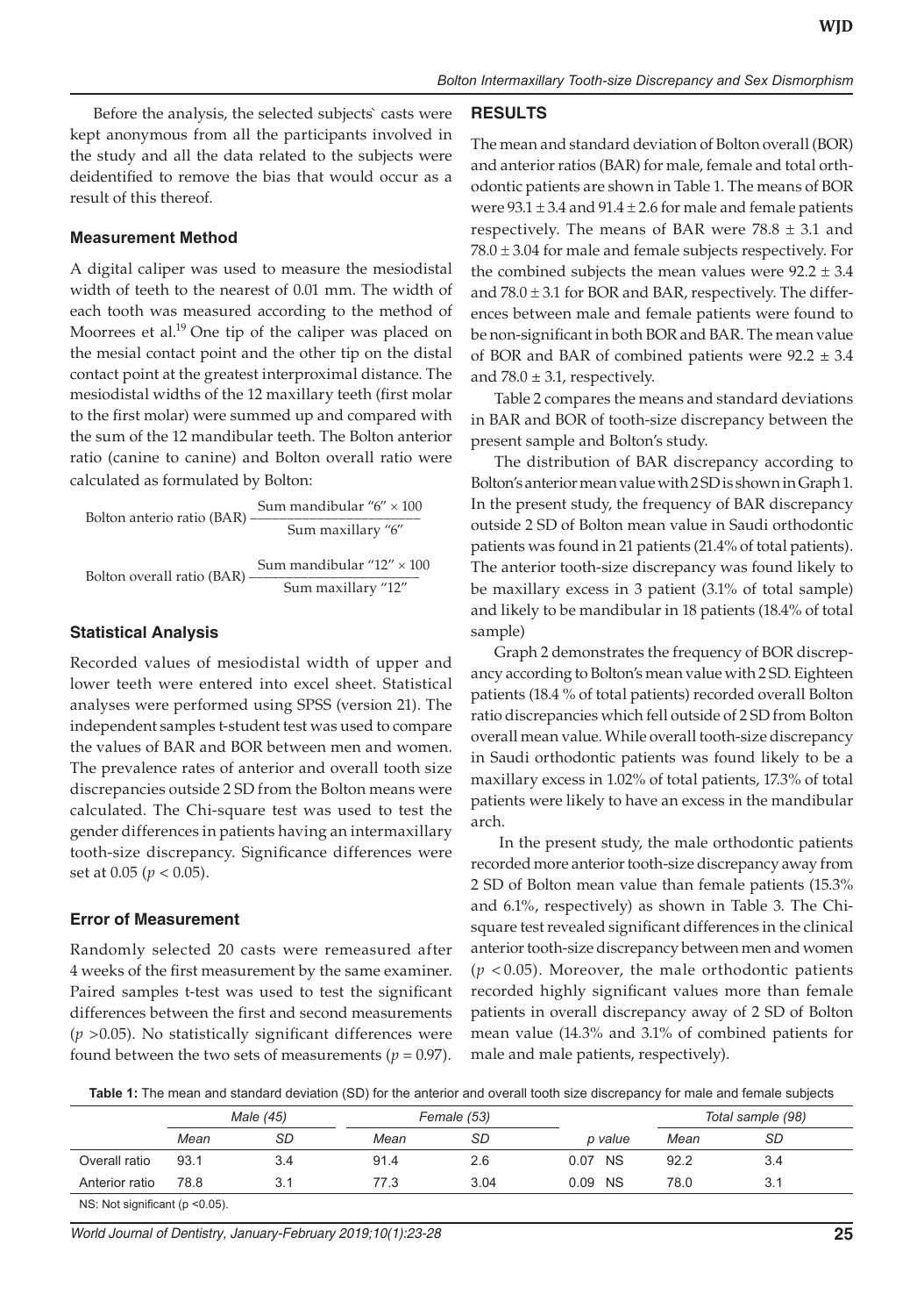Before the analysis, the selected subjects` casts were kept anonymous from all the participants involved in the study and all the data related to the subjects were deidentified to remove the bias that would occur as a result of this thereof.

### Measurement Method

A digital caliper was used to measure the mesiodistal width of teeth to the nearest of 0.01 mm. The width of each tooth was measured according to the method of Moorrees et al.[19] One tip of the caliper was placed on the mesial contact point and the other tip on the distal contact point at the greatest interproximal distance. The mesiodistal widths of the 12 maxillary teeth (first molar to the first molar) were summed up and compared with the sum of the 12 mandibular teeth. The Bolton anterior ratio (canine to canine) and Bolton overall ratio were calculated as formulated by Bolton:

$$\text{Bolton anterio ratio (BAR)} = \frac{\text{Sum mandibular "6"} \times 100}{\text{Sum maxillary "6"}}$$

$$\text{Bolton overall ratio (BAR)} = \frac{\text{Sum mandibular "12"} \times 100}{\text{Sum maxillary "12"}}$$

### Statistical Analysis

Recorded values of mesiodistal width of upper and lower teeth were entered into excel sheet. Statistical analyses were performed using SPSS (version 21). The independent samples t-student test was used to compare the values of BAR and BOR between men and women. The prevalence rates of anterior and overall tooth size discrepancies outside 2 SD from the Bolton means were calculated. The Chi-square test was used to test the gender differences in patients having an intermaxillary tooth-size discrepancy. Significance differences were set at 0.05 ($p < 0.05$).

### Error of Measurement

Randomly selected 20 casts were remeasured after 4 weeks of the first measurement by the same examiner. Paired samples t-test was used to test the significant differences between the first and second measurements ($p > 0.05$). No statistically significant differences were found between the two sets of measurements ($p = 0.97$).

## RESULTS

The mean and standard deviation of Bolton overall (BOR) and anterior ratios (BAR) for male, female and total orthodontic patients are shown in Table 1. The means of BOR were $93.1 \pm 3.4$ and $91.4 \pm 2.6$ for male and female patients respectively. The means of BAR were $78.8 \pm 3.1$ and $78.0 \pm 3.04$ for male and female subjects respectively. For the combined subjects the mean values were $92.2 \pm 3.4$ and $78.0 \pm 3.1$ for BOR and BAR, respectively. The differences between male and female patients were found to be non-significant in both BOR and BAR. The mean value of BOR and BAR of combined patients were $92.2 \pm 3.4$ and $78.0 \pm 3.1$, respectively.

Table 2 compares the means and standard deviations in BAR and BOR of tooth-size discrepancy between the present sample and Bolton's study.

The distribution of BAR discrepancy according to Bolton's anterior mean value with 2 SD is shown in Graph 1. In the present study, the frequency of BAR discrepancy outside 2 SD of Bolton mean value in Saudi orthodontic patients was found in 21 patients (21.4% of total patients). The anterior tooth-size discrepancy was found likely to be maxillary excess in 3 patient (3.1% of total sample) and likely to be mandibular in 18 patients (18.4% of total sample)

Graph 2 demonstrates the frequency of BOR discrepancy according to Bolton's mean value with 2 SD. Eighteen patients (18.4 % of total patients) recorded overall Bolton ratio discrepancies which fell outside of 2 SD from Bolton overall mean value. While overall tooth-size discrepancy in Saudi orthodontic patients was found likely to be a maxillary excess in 1.02% of total patients, 17.3% of total patients were likely to have an excess in the mandibular arch.

In the present study, the male orthodontic patients recorded more anterior tooth-size discrepancy away from 2 SD of Bolton mean value than female patients (15.3% and 6.1%, respectively) as shown in Table 3. The Chi-square test revealed significant differences in the clinical anterior tooth-size discrepancy between men and women ($p < 0.05$). Moreover, the male orthodontic patients recorded highly significant values more than female patients in overall discrepancy away of 2 SD of Bolton mean value (14.3% and 3.1% of combined patients for male and male patients, respectively).

**Table 1:** The mean and standard deviation (SD) for the anterior and overall tooth size discrepancy for male and female subjects

| | *Male (45)* | | *Female (53)* | | | *Total sample (98)* | |
|---|---|---|---|---|---|---|---|
| | *Mean* | *SD* | *Mean* | *SD* | *p value* | *Mean* | *SD* |
| Overall ratio | 93.1 | 3.4 | 91.4 | 2.6 | 0.07 NS | 92.2 | 3.4 |
| Anterior ratio | 78.8 | 3.1 | 77.3 | 3.04 | 0.09 NS | 78.0 | 3.1 |

NS: Not significant (p <0.05).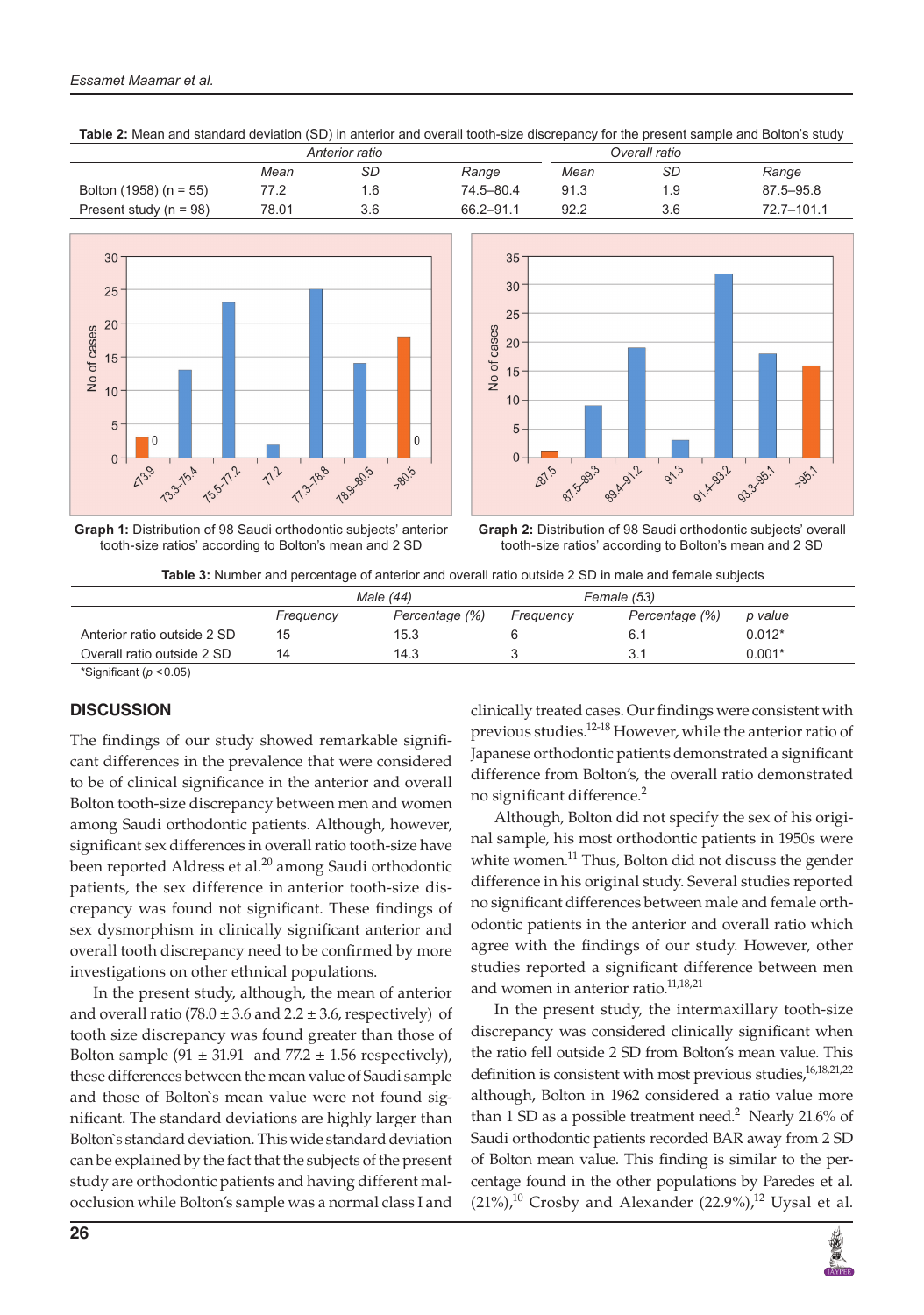**Table 2:** Mean and standard deviation (SD) in anterior and overall tooth-size discrepancy for the present sample and Bolton's study

| | *Anterior ratio* | | | *Overall ratio* | | |
|---|---|---|---|---|---|---|
| | *Mean* | *SD* | *Range* | *Mean* | *SD* | *Range* |
| Bolton (1958) (n = 55) | 77.2 | 1.6 | 74.5–80.4 | 91.3 | 1.9 | 87.5–95.8 |
| Present study (n = 98) | 78.01 | 3.6 | 66.2–91.1 | 92.2 | 3.6 | 72.7–101.1 |

No of cases
30
25
20
15
10
5
0
0
0
<73.9
73.3–75.4
75.5–77.2
77.2
77.3–78.8
78.9–80.5
>80.5

**Graph 1:** Distribution of 98 Saudi orthodontic subjects' anterior tooth-size ratios' according to Bolton's mean and 2 SD

No of cases
35
30
25
20
15
10
5
0
<87.5
87.5–89.3
89.4–91.2
91.3
91.4–93.2
93.3–95.1
>95.1

**Graph 2:** Distribution of 98 Saudi orthodontic subjects' overall tooth-size ratios' according to Bolton's mean and 2 SD

**Table 3:** Number and percentage of anterior and overall ratio outside 2 SD in male and female subjects

| | *Male (44)* | | *Female (53)* | | |
|---|---|---|---|---|---|
| | *Frequency* | *Percentage (%)* | *Frequency* | *Percentage (%)* | *p value* |
| Anterior ratio outside 2 SD | 15 | 15.3 | 6 | 6.1 | 0.012* |
| Overall ratio outside 2 SD | 14 | 14.3 | 3 | 3.1 | 0.001* |

*Significant ($p < 0.05$)

## DISCUSSION

The findings of our study showed remarkable significant differences in the prevalence that were considered to be of clinical significance in the anterior and overall Bolton tooth-size discrepancy between men and women among Saudi orthodontic patients. Although, however, significant sex differences in overall ratio tooth-size have been reported Aldress et al.[20] among Saudi orthodontic patients, the sex difference in anterior tooth-size discrepancy was found not significant. These findings of sex dysmorphism in clinically significant anterior and overall tooth discrepancy need to be confirmed by more investigations on other ethnical populations.

In the present study, although, the mean of anterior and overall ratio (78.0 ± 3.6 and 2.2 ± 3.6, respectively) of tooth size discrepancy was found greater than those of Bolton sample (91 ± 31.91 and 77.2 ± 1.56 respectively), these differences between the mean value of Saudi sample and those of Bolton`s mean value were not found significant. The standard deviations are highly larger than Bolton`s standard deviation. This wide standard deviation can be explained by the fact that the subjects of the present study are orthodontic patients and having different malocclusion while Bolton's sample was a normal class I and clinically treated cases. Our findings were consistent with previous studies.[12-18] However, while the anterior ratio of Japanese orthodontic patients demonstrated a significant difference from Bolton's, the overall ratio demonstrated no significant difference.[2]

Although, Bolton did not specify the sex of his original sample, his most orthodontic patients in 1950s were white women.[11] Thus, Bolton did not discuss the gender difference in his original study. Several studies reported no significant differences between male and female orthodontic patients in the anterior and overall ratio which agree with the findings of our study. However, other studies reported a significant difference between men and women in anterior ratio.[11,18,21]

In the present study, the intermaxillary tooth-size discrepancy was considered clinically significant when the ratio fell outside 2 SD from Bolton's mean value. This definition is consistent with most previous studies,[16,18,21,22] although, Bolton in 1962 considered a ratio value more than 1 SD as a possible treatment need.[2] Nearly 21.6% of Saudi orthodontic patients recorded BAR away from 2 SD of Bolton mean value. This finding is similar to the percentage found in the other populations by Paredes et al. (21%),[10] Crosby and Alexander (22.9%),[12] Uysal et al.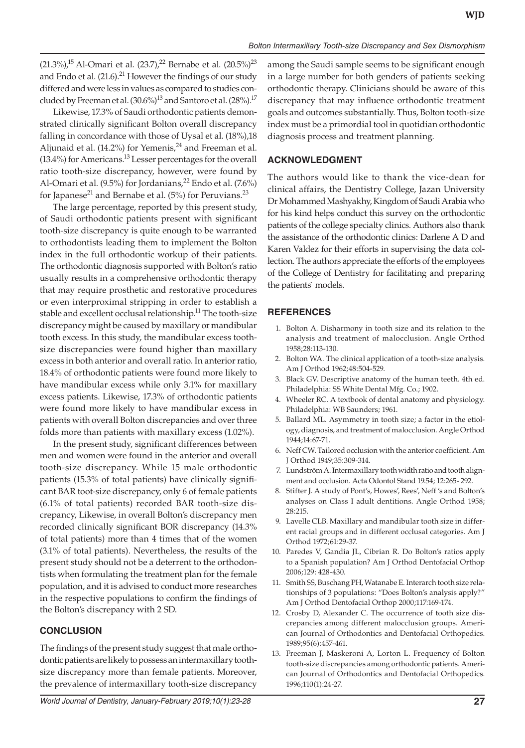(21.3%),[15] Al-Omari et al. (23.7),[22] Bernabe et al. (20.5%)[23] and Endo et al. (21.6).[21] However the findings of our study differed and were less in values as compared to studies concluded by Freeman et al. (30.6%)[13] and Santoro et al. (28%).[17]

Likewise, 17.3% of Saudi orthodontic patients demonstrated clinically significant Bolton overall discrepancy falling in concordance with those of Uysal et al. (18%),18 Aljunaid et al. (14.2%) for Yemenis,[24] and Freeman et al. (13.4%) for Americans.[13] Lesser percentages for the overall ratio tooth-size discrepancy, however, were found by Al-Omari et al. (9.5%) for Jordanians,[22] Endo et al. (7.6%) for Japanese[21] and Bernabe et al. (5%) for Peruvians.[23]

The large percentage, reported by this present study, of Saudi orthodontic patients present with significant tooth-size discrepancy is quite enough to be warranted to orthodontists leading them to implement the Bolton index in the full orthodontic workup of their patients. The orthodontic diagnosis supported with Bolton's ratio usually results in a comprehensive orthodontic therapy that may require prosthetic and restorative procedures or even interproximal stripping in order to establish a stable and excellent occlusal relationship.[11] The tooth-size discrepancy might be caused by maxillary or mandibular tooth excess. In this study, the mandibular excess tooth-size discrepancies were found higher than maxillary excess in both anterior and overall ratio. In anterior ratio, 18.4% of orthodontic patients were found more likely to have mandibular excess while only 3.1% for maxillary excess patients. Likewise, 17.3% of orthodontic patients were found more likely to have mandibular excess in patients with overall Bolton discrepancies and over three folds more than patients with maxillary excess (1.02%).

In the present study, significant differences between men and women were found in the anterior and overall tooth-size discrepancy. While 15 male orthodontic patients (15.3% of total patients) have clinically significant BAR toot-size discrepancy, only 6 of female patients (6.1% of total patients) recorded BAR tooth-size discrepancy, Likewise, in overall Bolton's discrepancy men recorded clinically significant BOR discrepancy (14.3% of total patients) more than 4 times that of the women (3.1% of total patients). Nevertheless, the results of the present study should not be a deterrent to the orthodontists when formulating the treatment plan for the female population, and it is advised to conduct more researches in the respective populations to confirm the findings of the Bolton's discrepancy with 2 SD.

## CONCLUSION

The findings of the present study suggest that male orthodontic patients are likely to possess an intermaxillary tooth-size discrepancy more than female patients. Moreover, the prevalence of intermaxillary tooth-size discrepancy among the Saudi sample seems to be significant enough in a large number for both genders of patients seeking orthodontic therapy. Clinicians should be aware of this discrepancy that may influence orthodontic treatment goals and outcomes substantially. Thus, Bolton tooth-size index must be a primordial tool in quotidian orthodontic diagnosis process and treatment planning.

## ACKNOWLEDGMENT

The authors would like to thank the vice-dean for clinical affairs, the Dentistry College, Jazan University Dr Mohammed Mashyakhy, Kingdom of Saudi Arabia who for his kind helps conduct this survey on the orthodontic patients of the college specialty clinics. Authors also thank the assistance of the orthodontic clinics: Darlene A D and Karen Valdez for their efforts in supervising the data collection. The authors appreciate the efforts of the employees of the College of Dentistry for facilitating and preparing the patients` models.

## REFERENCES

1. Bolton A. Disharmony in tooth size and its relation to the analysis and treatment of malocclusion. Angle Orthod 1958;28:113-130.
2. Bolton WA. The clinical application of a tooth-size analysis. Am J Orthod 1962;48:504-529.
3. Black GV. Descriptive anatomy of the human teeth. 4th ed. Philadelphia: SS White Dental Mfg. Co.; 1902.
4. Wheeler RC. A textbook of dental anatomy and physiology. Philadelphia: WB Saunders; 1961.
5. Ballard ML. Asymmetry in tooth size; a factor in the etiology, diagnosis, and treatment of malocclusion. Angle Orthod 1944;14:67-71.
6. Neff CW. Tailored occlusion with the anterior coefficient. Am J Orthod 1949;35:309-314.
7. Lundström A. Intermaxillary tooth width ratio and tooth alignment and occlusion. Acta Odontol Stand 19.54; 12:265- 292.
8. Stifter J. A study of Pont's, Howes', Rees', Neff 's and Bolton's analyses on Class I adult dentitions. Angle Orthod 1958; 28:215.
9. Lavelle CLB. Maxillary and mandibular tooth size in different racial groups and in different occlusal categories. Am J Orthod 1972;61:29-37.
10. Paredes V, Gandia JL, Cibrian R. Do Bolton's ratios apply to a Spanish population? Am J Orthod Dentofacial Orthop 2006;129: 428-430.
11. Smith SS, Buschang PH, Watanabe E. Interarch tooth size relationships of 3 populations: "Does Bolton's analysis apply?" Am J Orthod Dentofacial Orthop 2000;117:169-174.
12. Crosby D, Alexander C. The occurrence of tooth size discrepancies among different malocclusion groups. American Journal of Orthodontics and Dentofacial Orthopedics. 1989;95(6):457-461.
13. Freeman J, Maskeroni A, Lorton L. Frequency of Bolton tooth-size discrepancies among orthodontic patients. American Journal of Orthodontics and Dentofacial Orthopedics. 1996;110(1):24-27.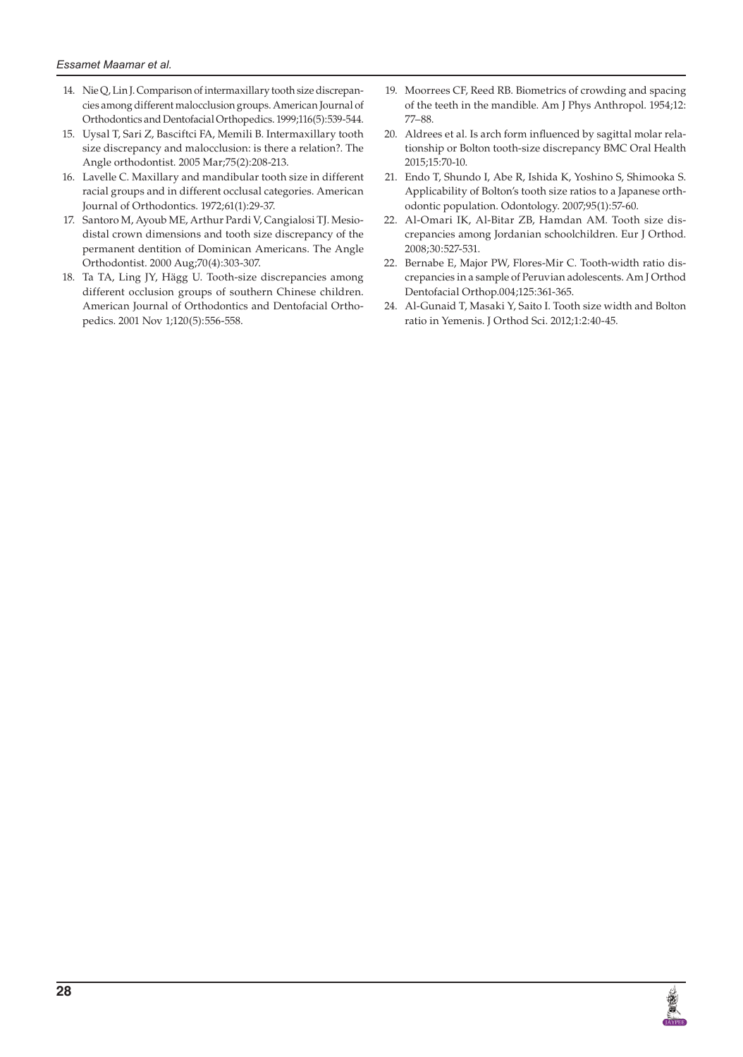14. Nie Q, Lin J. Comparison of intermaxillary tooth size discrepancies among different malocclusion groups. American Journal of Orthodontics and Dentofacial Orthopedics. 1999;116(5):539-544.
15. Uysal T, Sari Z, Basciftci FA, Memili B. Intermaxillary tooth size discrepancy and malocclusion: is there a relation?. The Angle orthodontist. 2005 Mar;75(2):208-213.
16. Lavelle C. Maxillary and mandibular tooth size in different racial groups and in different occlusal categories. American Journal of Orthodontics. 1972;61(1):29-37.
17. Santoro M, Ayoub ME, Arthur Pardi V, Cangialosi TJ. Mesiodistal crown dimensions and tooth size discrepancy of the permanent dentition of Dominican Americans. The Angle Orthodontist. 2000 Aug;70(4):303-307.
18. Ta TA, Ling JY, Hägg U. Tooth-size discrepancies among different occlusion groups of southern Chinese children. American Journal of Orthodontics and Dentofacial Orthopedics. 2001 Nov 1;120(5):556-558.
19. Moorrees CF, Reed RB. Biometrics of crowding and spacing of the teeth in the mandible. Am J Phys Anthropol. 1954;12: 77–88.
20. Aldrees et al. Is arch form influenced by sagittal molar relationship or Bolton tooth-size discrepancy BMC Oral Health 2015;15:70-10.
21. Endo T, Shundo I, Abe R, Ishida K, Yoshino S, Shimooka S. Applicability of Bolton's tooth size ratios to a Japanese orthodontic population. Odontology. 2007;95(1):57-60.
22. Al-Omari IK, Al-Bitar ZB, Hamdan AM. Tooth size discrepancies among Jordanian schoolchildren. Eur J Orthod. 2008;30:527-531.
22. Bernabe E, Major PW, Flores-Mir C. Tooth-width ratio discrepancies in a sample of Peruvian adolescents. Am J Orthod Dentofacial Orthop.004;125:361-365.
24. Al-Gunaid T, Masaki Y, Saito I. Tooth size width and Bolton ratio in Yemenis. J Orthod Sci. 2012;1:2:40-45.